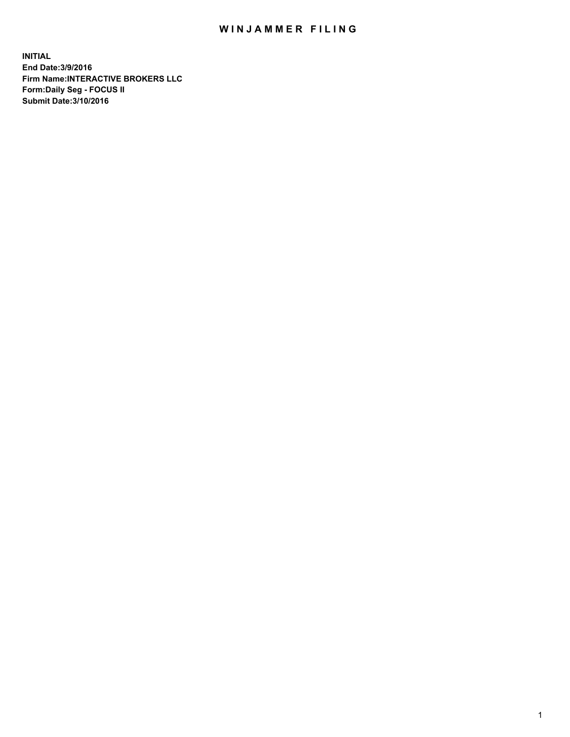# WINJAMMER FILING

**INITIAL**
**End Date:3/9/2016**
**Firm Name:INTERACTIVE BROKERS LLC**
**Form:Daily Seg - FOCUS II**
**Submit Date:3/10/2016**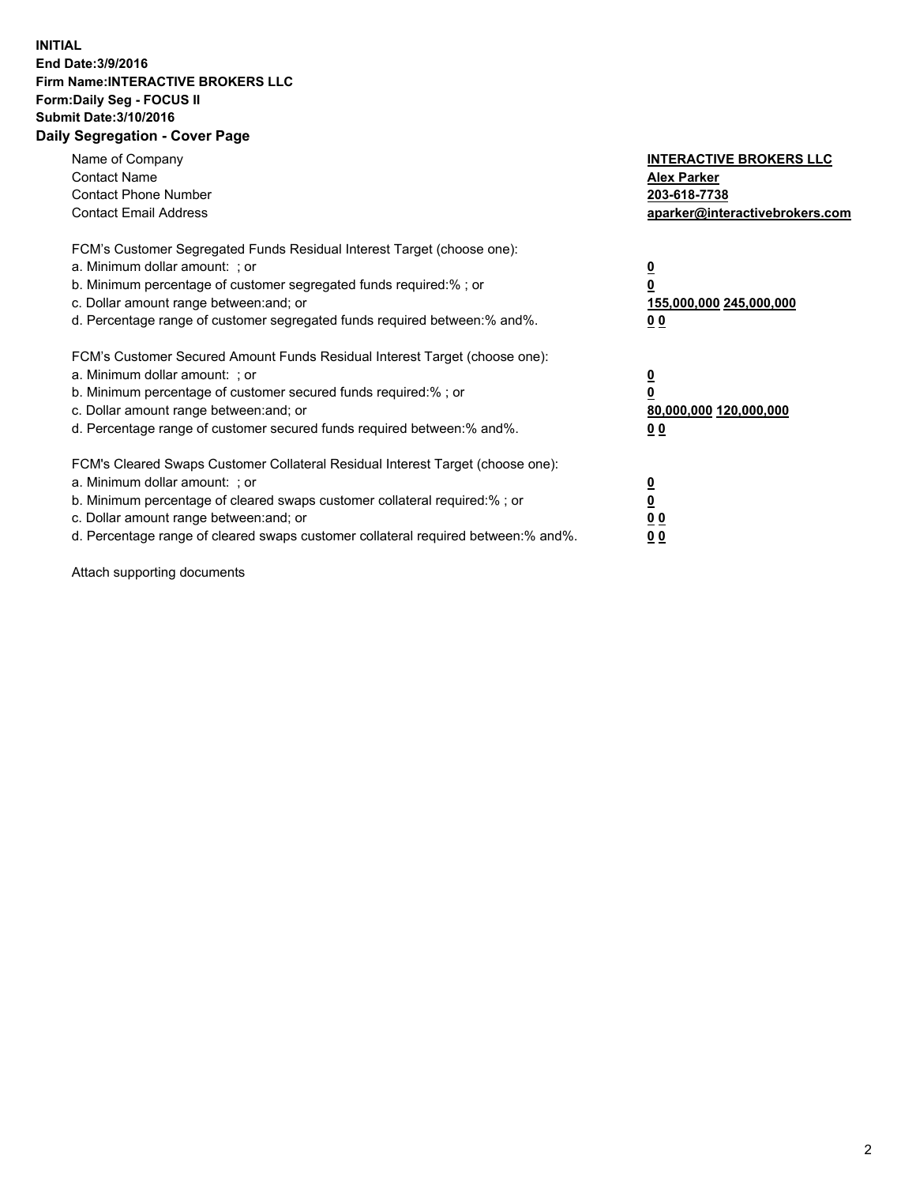**INITIAL**
**End Date:3/9/2016**
**Firm Name:INTERACTIVE BROKERS LLC**
**Form:Daily Seg - FOCUS II**
**Submit Date:3/10/2016**
**Daily Segregation - Cover Page**

| | |
|---|---|
| Name of Company | **INTERACTIVE BROKERS LLC** |
| Contact Name | **Alex Parker** |
| Contact Phone Number | **203-618-7738** |
| Contact Email Address | **aparker@interactivebrokers.com** |

FCM's Customer Segregated Funds Residual Interest Target (choose one):

| | |
|---|---|
| a. Minimum dollar amount: ; or | **0** |
| b. Minimum percentage of customer segregated funds required:% ; or | **0** |
| c. Dollar amount range between:and; or | **155,000,000 245,000,000** |
| d. Percentage range of customer segregated funds required between:% and%. | **0 0** |

FCM's Customer Secured Amount Funds Residual Interest Target (choose one):

| | |
|---|---|
| a. Minimum dollar amount: ; or | **0** |
| b. Minimum percentage of customer secured funds required:% ; or | **0** |
| c. Dollar amount range between:and; or | **80,000,000 120,000,000** |
| d. Percentage range of customer secured funds required between:% and%. | **0 0** |

FCM's Cleared Swaps Customer Collateral Residual Interest Target (choose one):

| | |
|---|---|
| a. Minimum dollar amount: ; or | **0** |
| b. Minimum percentage of cleared swaps customer collateral required:% ; or | **0** |
| c. Dollar amount range between:and; or | **0 0** |
| d. Percentage range of cleared swaps customer collateral required between:% and%. | **0 0** |

Attach supporting documents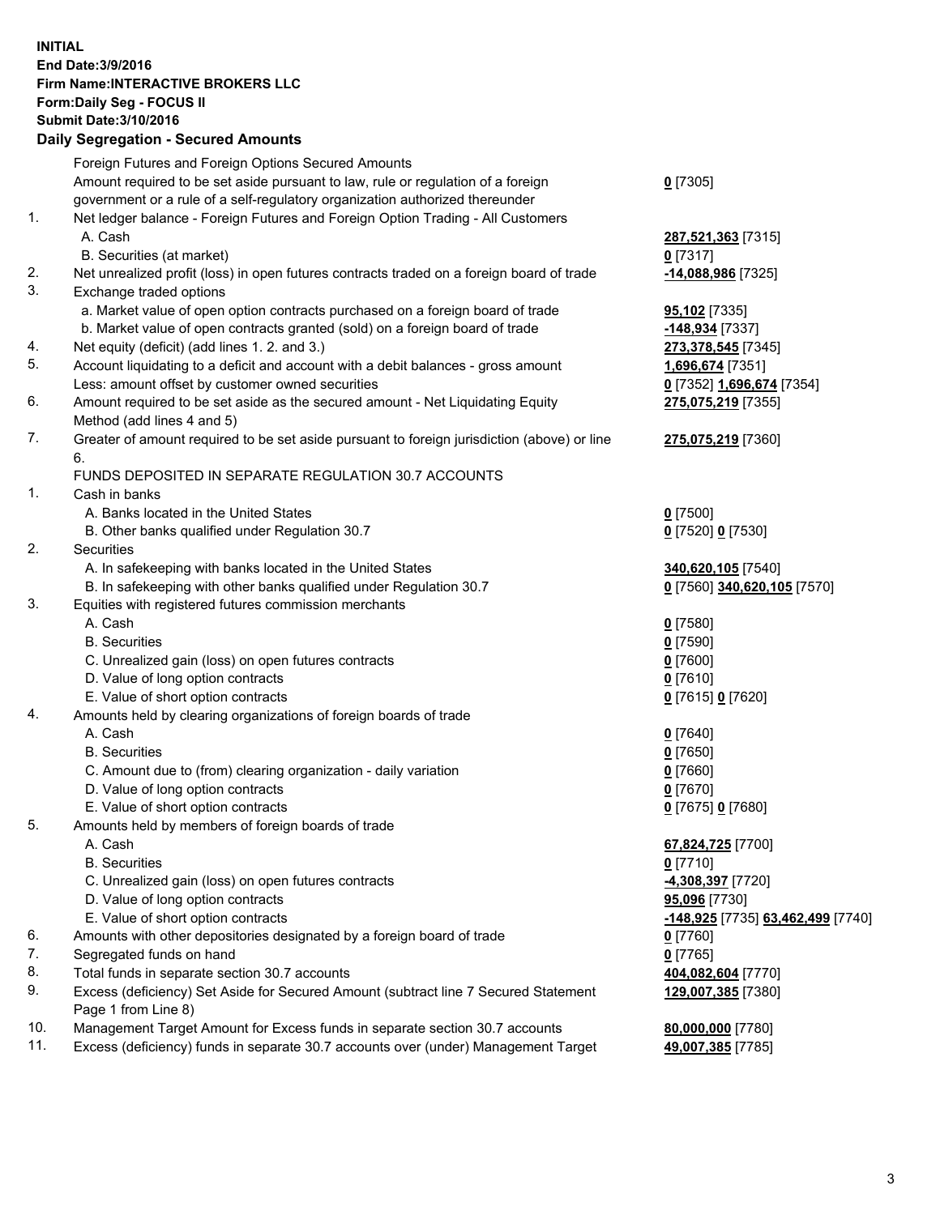**INITIAL**
**End Date:3/9/2016**
**Firm Name:INTERACTIVE BROKERS LLC**
**Form:Daily Seg - FOCUS II**
**Submit Date:3/10/2016**

**Daily Segregation - Secured Amounts**

| | | |
|---|---|---|
| | Foreign Futures and Foreign Options Secured Amounts | |
| | Amount required to be set aside pursuant to law, rule or regulation of a foreign government or a rule of a self-regulatory organization authorized thereunder | **0** [7305] |
| 1. | Net ledger balance - Foreign Futures and Foreign Option Trading - All Customers | |
| | A. Cash | **287,521,363** [7315] |
| | B. Securities (at market) | **0** [7317] |
| 2. | Net unrealized profit (loss) in open futures contracts traded on a foreign board of trade | **-14,088,986** [7325] |
| 3. | Exchange traded options | |
| | a. Market value of open option contracts purchased on a foreign board of trade | **95,102** [7335] |
| | b. Market value of open contracts granted (sold) on a foreign board of trade | **-148,934** [7337] |
| 4. | Net equity (deficit) (add lines 1. 2. and 3.) | **273,378,545** [7345] |
| 5. | Account liquidating to a deficit and account with a debit balances - gross amount | **1,696,674** [7351] |
| | Less: amount offset by customer owned securities | **0** [7352] **1,696,674** [7354] |
| 6. | Amount required to be set aside as the secured amount - Net Liquidating Equity Method (add lines 4 and 5) | **275,075,219** [7355] |
| 7. | Greater of amount required to be set aside pursuant to foreign jurisdiction (above) or line 6. | **275,075,219** [7360] |
| | FUNDS DEPOSITED IN SEPARATE REGULATION 30.7 ACCOUNTS | |
| 1. | Cash in banks | |
| | A. Banks located in the United States | **0** [7500] |
| | B. Other banks qualified under Regulation 30.7 | **0** [7520] **0** [7530] |
| 2. | Securities | |
| | A. In safekeeping with banks located in the United States | **340,620,105** [7540] |
| | B. In safekeeping with other banks qualified under Regulation 30.7 | **0** [7560] **340,620,105** [7570] |
| 3. | Equities with registered futures commission merchants | |
| | A. Cash | **0** [7580] |
| | B. Securities | **0** [7590] |
| | C. Unrealized gain (loss) on open futures contracts | **0** [7600] |
| | D. Value of long option contracts | **0** [7610] |
| | E. Value of short option contracts | **0** [7615] **0** [7620] |
| 4. | Amounts held by clearing organizations of foreign boards of trade | |
| | A. Cash | **0** [7640] |
| | B. Securities | **0** [7650] |
| | C. Amount due to (from) clearing organization - daily variation | **0** [7660] |
| | D. Value of long option contracts | **0** [7670] |
| | E. Value of short option contracts | **0** [7675] **0** [7680] |
| 5. | Amounts held by members of foreign boards of trade | |
| | A. Cash | **67,824,725** [7700] |
| | B. Securities | **0** [7710] |
| | C. Unrealized gain (loss) on open futures contracts | **-4,308,397** [7720] |
| | D. Value of long option contracts | **95,096** [7730] |
| | E. Value of short option contracts | **-148,925** [7735] **63,462,499** [7740] |
| 6. | Amounts with other depositories designated by a foreign board of trade | **0** [7760] |
| 7. | Segregated funds on hand | **0** [7765] |
| 8. | Total funds in separate section 30.7 accounts | **404,082,604** [7770] |
| 9. | Excess (deficiency) Set Aside for Secured Amount (subtract line 7 Secured Statement Page 1 from Line 8) | **129,007,385** [7380] |
| 10. | Management Target Amount for Excess funds in separate section 30.7 accounts | **80,000,000** [7780] |
| 11. | Excess (deficiency) funds in separate 30.7 accounts over (under) Management Target | **49,007,385** [7785] |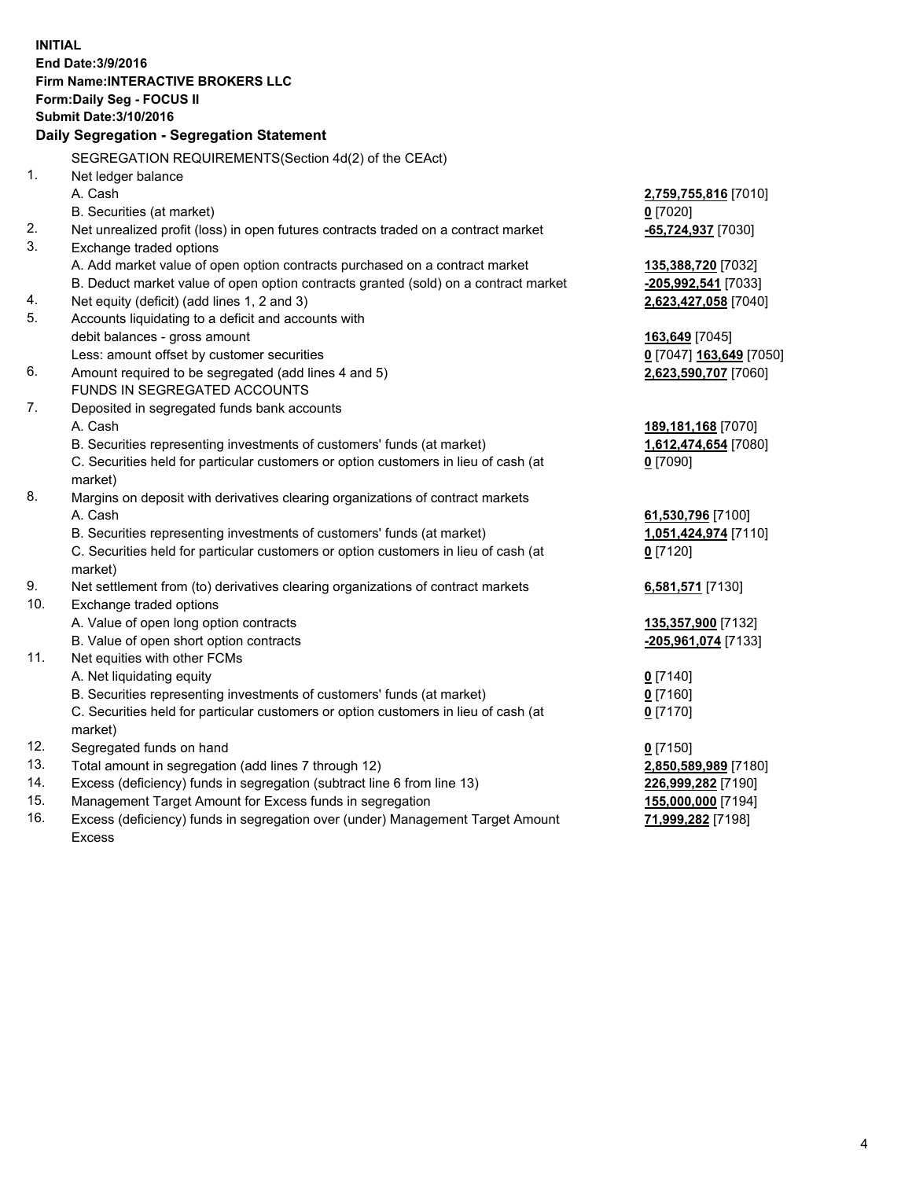**INITIAL**
**End Date:3/9/2016**
**Firm Name:INTERACTIVE BROKERS LLC**
**Form:Daily Seg - FOCUS II**
**Submit Date:3/10/2016**

**Daily Segregation - Segregation Statement**

| | SEGREGATION REQUIREMENTS(Section 4d(2) of the CEAct) | |
|---|---|---|
| 1. | Net ledger balance | |
| | A. Cash | **2,759,755,816** [7010] |
| | B. Securities (at market) | **0** [7020] |
| 2. | Net unrealized profit (loss) in open futures contracts traded on a contract market | **-65,724,937** [7030] |
| 3. | Exchange traded options | |
| | A. Add market value of open option contracts purchased on a contract market | **135,388,720** [7032] |
| | B. Deduct market value of open option contracts granted (sold) on a contract market | **-205,992,541** [7033] |
| 4. | Net equity (deficit) (add lines 1, 2 and 3) | **2,623,427,058** [7040] |
| 5. | Accounts liquidating to a deficit and accounts with | |
| | debit balances - gross amount | **163,649** [7045] |
| | Less: amount offset by customer securities | **0** [7047] **163,649** [7050] |
| 6. | Amount required to be segregated (add lines 4 and 5) | **2,623,590,707** [7060] |
| | FUNDS IN SEGREGATED ACCOUNTS | |
| 7. | Deposited in segregated funds bank accounts | |
| | A. Cash | **189,181,168** [7070] |
| | B. Securities representing investments of customers' funds (at market) | **1,612,474,654** [7080] |
| | C. Securities held for particular customers or option customers in lieu of cash (at market) | **0** [7090] |
| 8. | Margins on deposit with derivatives clearing organizations of contract markets | |
| | A. Cash | **61,530,796** [7100] |
| | B. Securities representing investments of customers' funds (at market) | **1,051,424,974** [7110] |
| | C. Securities held for particular customers or option customers in lieu of cash (at market) | **0** [7120] |
| 9. | Net settlement from (to) derivatives clearing organizations of contract markets | **6,581,571** [7130] |
| 10. | Exchange traded options | |
| | A. Value of open long option contracts | **135,357,900** [7132] |
| | B. Value of open short option contracts | **-205,961,074** [7133] |
| 11. | Net equities with other FCMs | |
| | A. Net liquidating equity | **0** [7140] |
| | B. Securities representing investments of customers' funds (at market) | **0** [7160] |
| | C. Securities held for particular customers or option customers in lieu of cash (at market) | **0** [7170] |
| 12. | Segregated funds on hand | **0** [7150] |
| 13. | Total amount in segregation (add lines 7 through 12) | **2,850,589,989** [7180] |
| 14. | Excess (deficiency) funds in segregation (subtract line 6 from line 13) | **226,999,282** [7190] |
| 15. | Management Target Amount for Excess funds in segregation | **155,000,000** [7194] |
| 16. | Excess (deficiency) funds in segregation over (under) Management Target Amount Excess | **71,999,282** [7198] |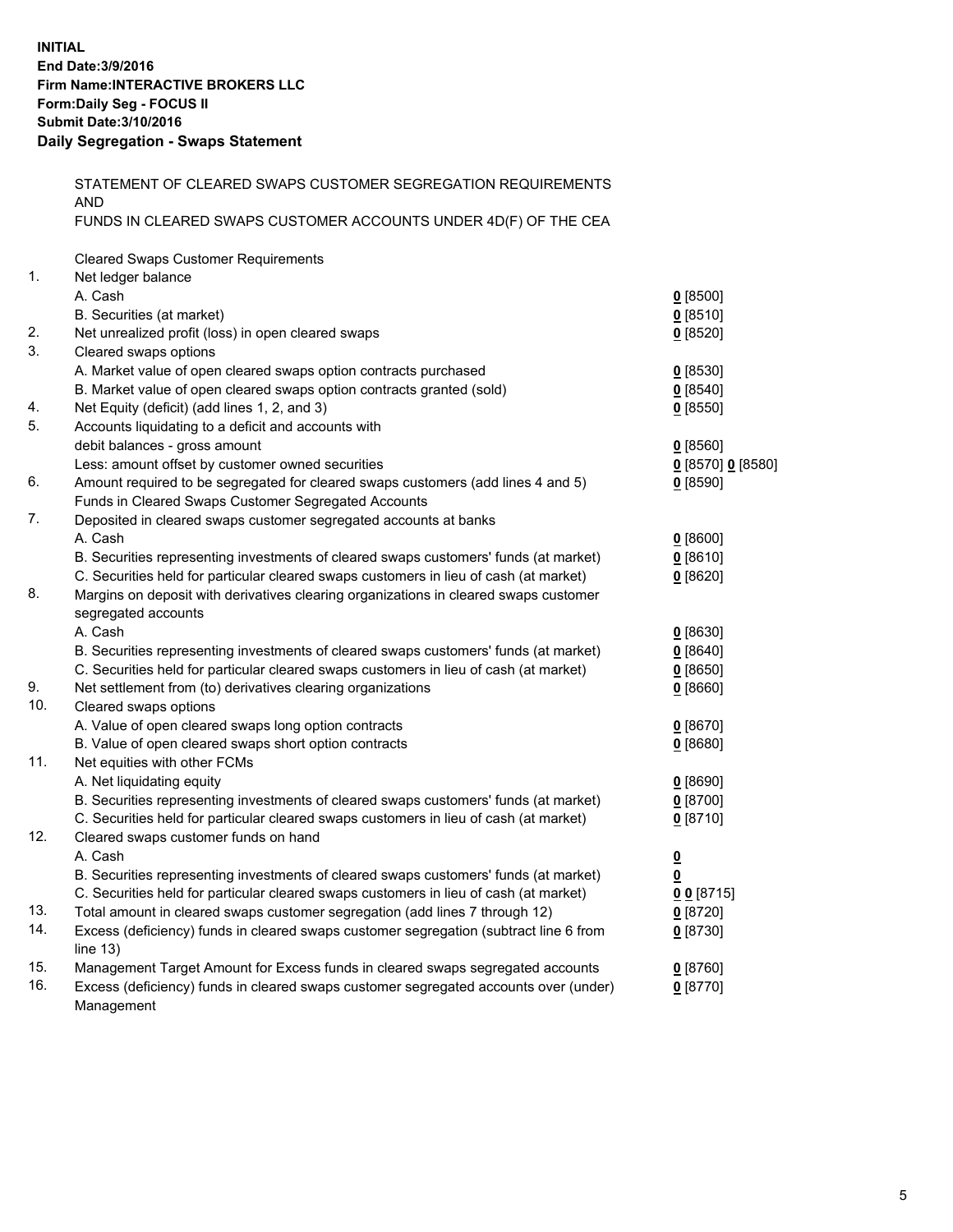**INITIAL**
**End Date:3/9/2016**
**Firm Name:INTERACTIVE BROKERS LLC**
**Form:Daily Seg - FOCUS II**
**Submit Date:3/10/2016**
**Daily Segregation - Swaps Statement**

STATEMENT OF CLEARED SWAPS CUSTOMER SEGREGATION REQUIREMENTS
AND
FUNDS IN CLEARED SWAPS CUSTOMER ACCOUNTS UNDER 4D(F) OF THE CEA

| | | |
|---|---|---|
| | Cleared Swaps Customer Requirements | |
| 1. | Net ledger balance | |
| | A. Cash | 0 [8500] |
| | B. Securities (at market) | 0 [8510] |
| 2. | Net unrealized profit (loss) in open cleared swaps | 0 [8520] |
| 3. | Cleared swaps options | |
| | A. Market value of open cleared swaps option contracts purchased | 0 [8530] |
| | B. Market value of open cleared swaps option contracts granted (sold) | 0 [8540] |
| 4. | Net Equity (deficit) (add lines 1, 2, and 3) | 0 [8550] |
| 5. | Accounts liquidating to a deficit and accounts with | |
| | debit balances - gross amount | 0 [8560] |
| | Less: amount offset by customer owned securities | 0 [8570] 0 [8580] |
| 6. | Amount required to be segregated for cleared swaps customers (add lines 4 and 5) | 0 [8590] |
| | Funds in Cleared Swaps Customer Segregated Accounts | |
| 7. | Deposited in cleared swaps customer segregated accounts at banks | |
| | A. Cash | 0 [8600] |
| | B. Securities representing investments of cleared swaps customers' funds (at market) | 0 [8610] |
| | C. Securities held for particular cleared swaps customers in lieu of cash (at market) | 0 [8620] |
| 8. | Margins on deposit with derivatives clearing organizations in cleared swaps customer segregated accounts | |
| | A. Cash | 0 [8630] |
| | B. Securities representing investments of cleared swaps customers' funds (at market) | 0 [8640] |
| | C. Securities held for particular cleared swaps customers in lieu of cash (at market) | 0 [8650] |
| 9. | Net settlement from (to) derivatives clearing organizations | 0 [8660] |
| 10. | Cleared swaps options | |
| | A. Value of open cleared swaps long option contracts | 0 [8670] |
| | B. Value of open cleared swaps short option contracts | 0 [8680] |
| 11. | Net equities with other FCMs | |
| | A. Net liquidating equity | 0 [8690] |
| | B. Securities representing investments of cleared swaps customers' funds (at market) | 0 [8700] |
| | C. Securities held for particular cleared swaps customers in lieu of cash (at market) | 0 [8710] |
| 12. | Cleared swaps customer funds on hand | |
| | A. Cash | 0 |
| | B. Securities representing investments of cleared swaps customers' funds (at market) | 0 |
| | C. Securities held for particular cleared swaps customers in lieu of cash (at market) | 0 0 [8715] |
| 13. | Total amount in cleared swaps customer segregation (add lines 7 through 12) | 0 [8720] |
| 14. | Excess (deficiency) funds in cleared swaps customer segregation (subtract line 6 from line 13) | 0 [8730] |
| 15. | Management Target Amount for Excess funds in cleared swaps segregated accounts | 0 [8760] |
| 16. | Excess (deficiency) funds in cleared swaps customer segregated accounts over (under) Management | 0 [8770] |